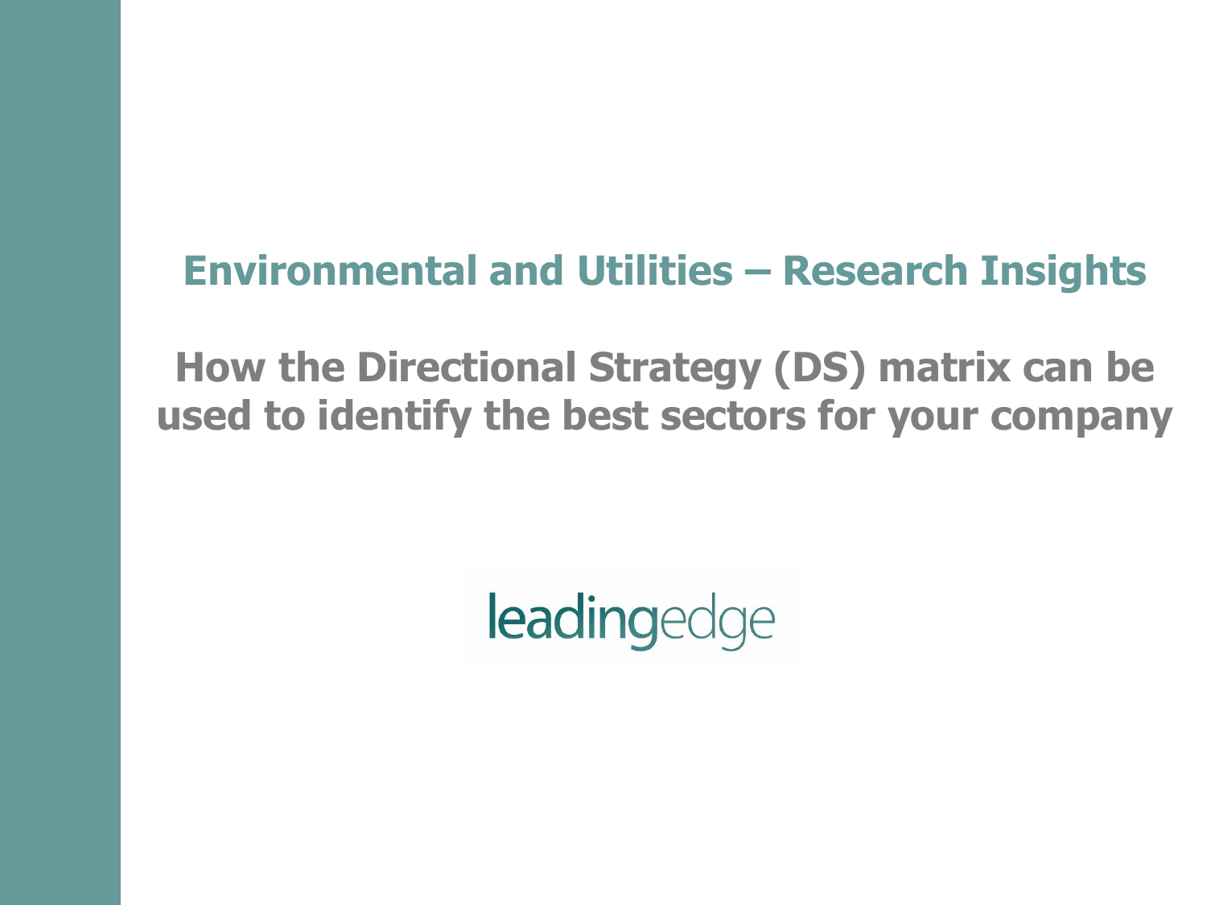# Environmental and Utilities – Research Insights

## How the Directional Strategy (DS) matrix can be used to identify the best sectors for your company

leadingedge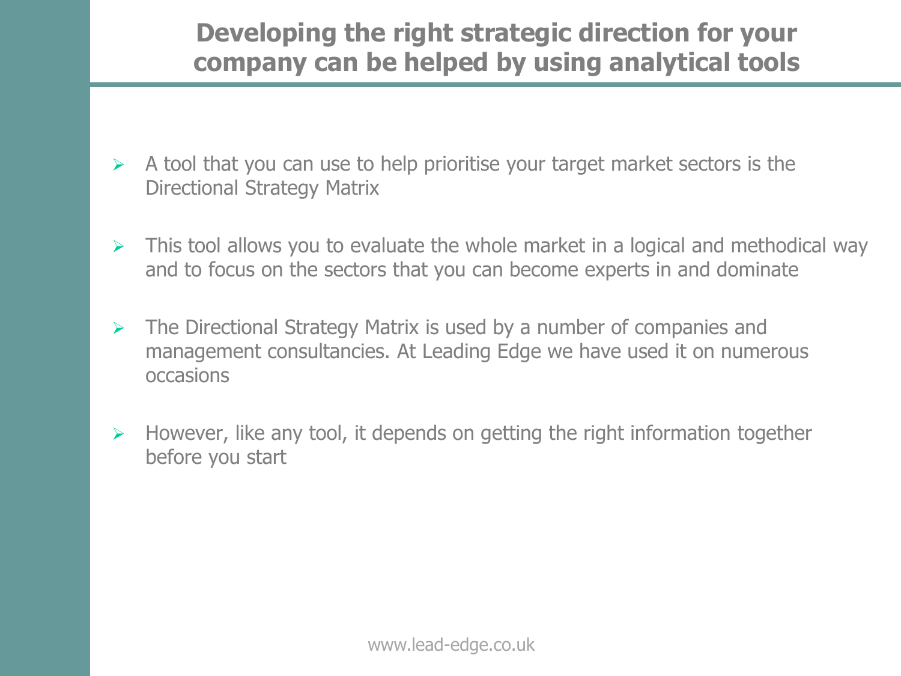# Developing the right strategic direction for your company can be helped by using analytical tools

- A tool that you can use to help prioritise your target market sectors is the Directional Strategy Matrix
- This tool allows you to evaluate the whole market in a logical and methodical way and to focus on the sectors that you can become experts in and dominate
- The Directional Strategy Matrix is used by a number of companies and management consultancies. At Leading Edge we have used it on numerous occasions
- However, like any tool, it depends on getting the right information together before you start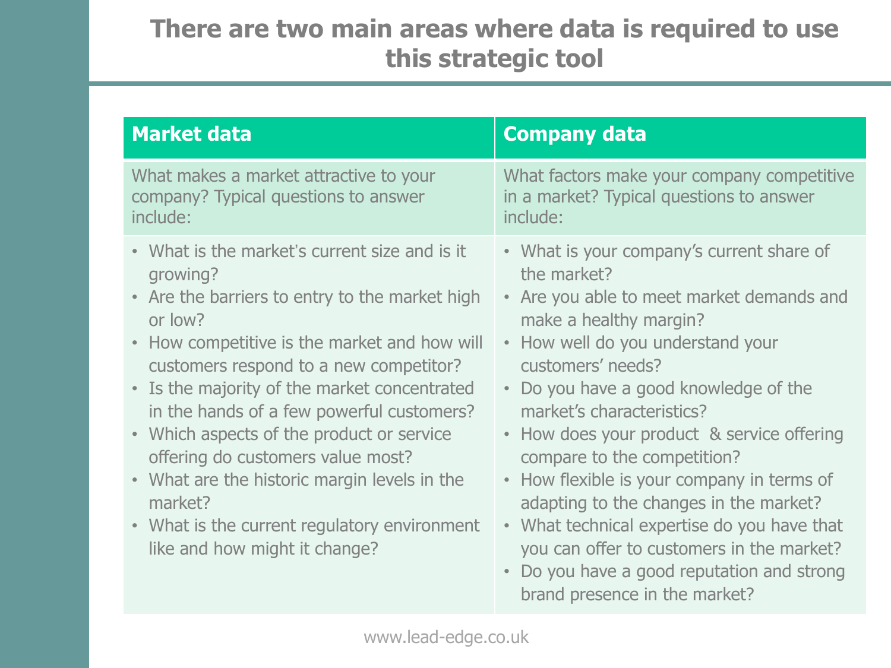# There are two main areas where data is required to use this strategic tool

| Market data | Company data |
| --- | --- |
| What makes a market attractive to your company? Typical questions to answer include: | What factors make your company competitive in a market? Typical questions to answer include: |
| • What is the market's current size and is it growing?<br>• Are the barriers to entry to the market high or low?<br>• How competitive is the market and how will customers respond to a new competitor?<br>• Is the majority of the market concentrated in the hands of a few powerful customers?<br>• Which aspects of the product or service offering do customers value most?<br>• What are the historic margin levels in the market?<br>• What is the current regulatory environment like and how might it change? | • What is your company's current share of the market?<br>• Are you able to meet market demands and make a healthy margin?<br>• How well do you understand your customers' needs?<br>• Do you have a good knowledge of the market's characteristics?<br>• How does your product & service offering compare to the competition?<br>• How flexible is your company in terms of adapting to the changes in the market?<br>• What technical expertise do you have that you can offer to customers in the market?<br>• Do you have a good reputation and strong brand presence in the market? |

www.lead-edge.co.uk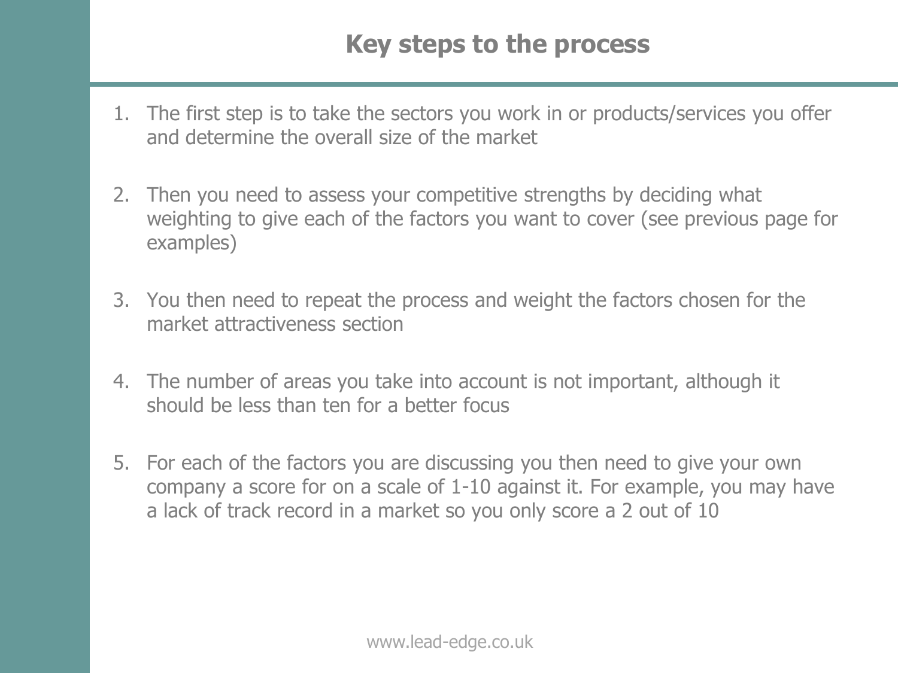# Key steps to the process

1. The first step is to take the sectors you work in or products/services you offer and determine the overall size of the market

2. Then you need to assess your competitive strengths by deciding what weighting to give each of the factors you want to cover (see previous page for examples)

3. You then need to repeat the process and weight the factors chosen for the market attractiveness section

4. The number of areas you take into account is not important, although it should be less than ten for a better focus

5. For each of the factors you are discussing you then need to give your own company a score for on a scale of 1-10 against it. For example, you may have a lack of track record in a market so you only score a 2 out of 10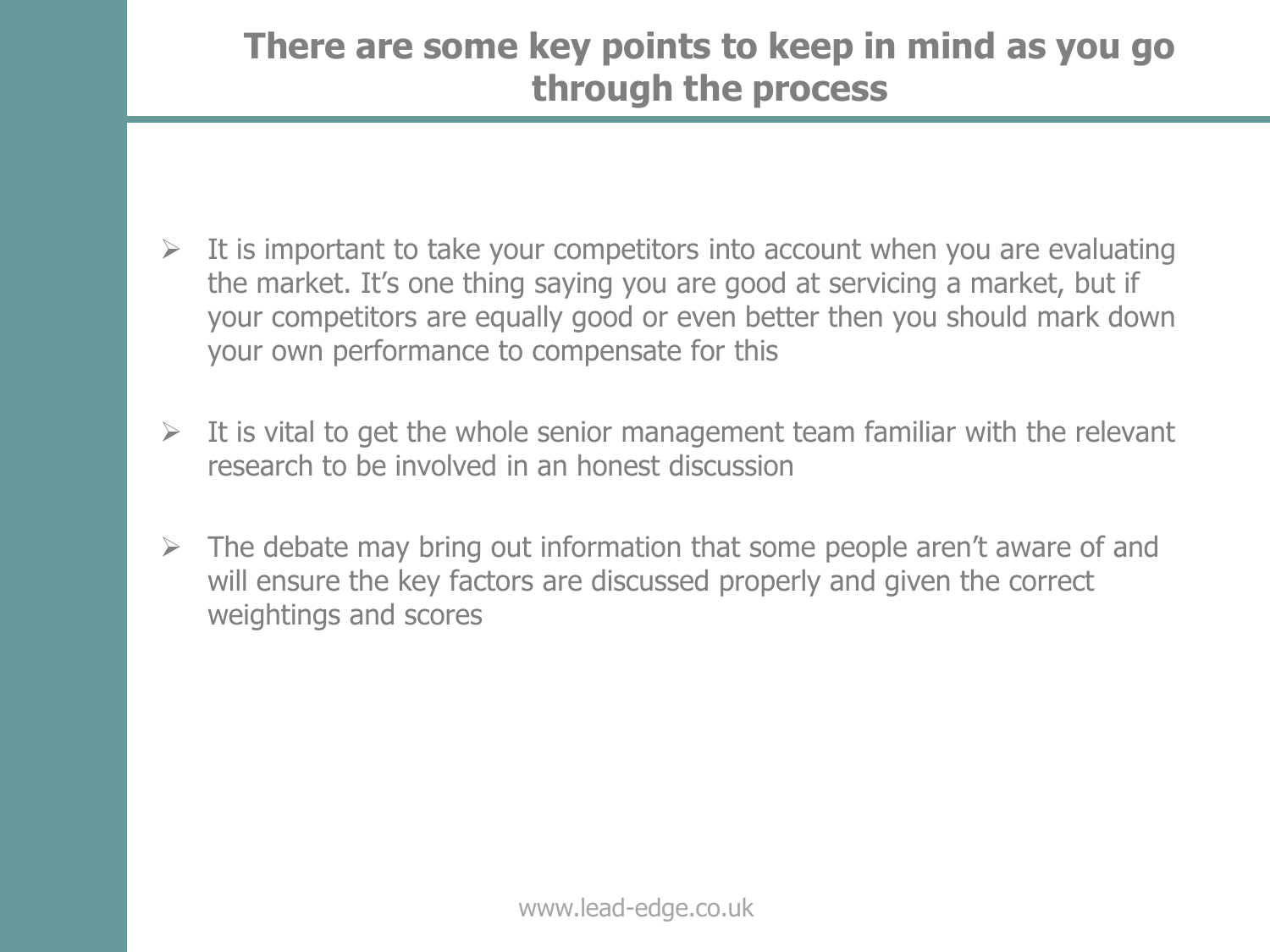# There are some key points to keep in mind as you go through the process

- It is important to take your competitors into account when you are evaluating the market. It's one thing saying you are good at servicing a market, but if your competitors are equally good or even better then you should mark down your own performance to compensate for this

- It is vital to get the whole senior management team familiar with the relevant research to be involved in an honest discussion

- The debate may bring out information that some people aren't aware of and will ensure the key factors are discussed properly and given the correct weightings and scores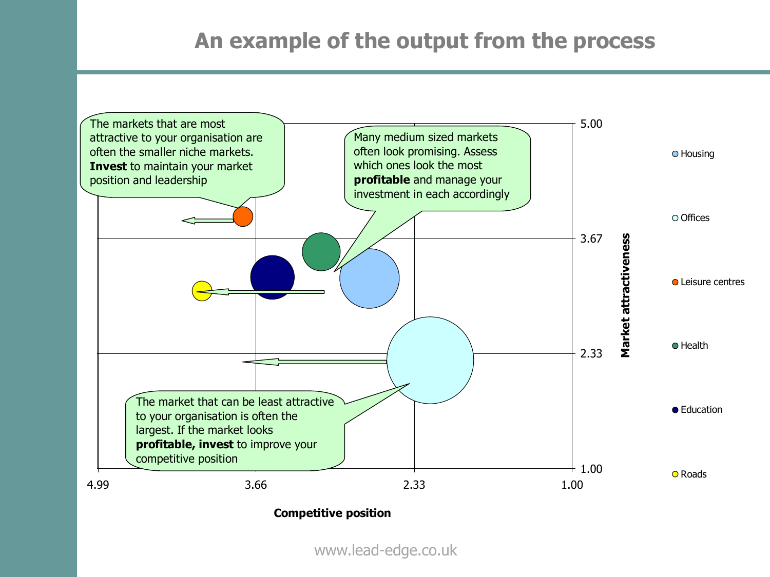# An example of the output from the process

The markets that are most attractive to your organisation are often the smaller niche markets. **Invest** to maintain your market position and leadership

Many medium sized markets often look promising. Assess which ones look the most **profitable** and manage your investment in each accordingly

The market that can be least attractive to your organisation is often the largest. If the market looks **profitable, invest** to improve your competitive position

Market attractiveness: 5.00, 3.67, 2.33, 1.00

Competitive position: 4.99, 3.66, 2.33, 1.00

- Housing
- Offices
- Leisure centres
- Health
- Education
- Roads

www.lead-edge.co.uk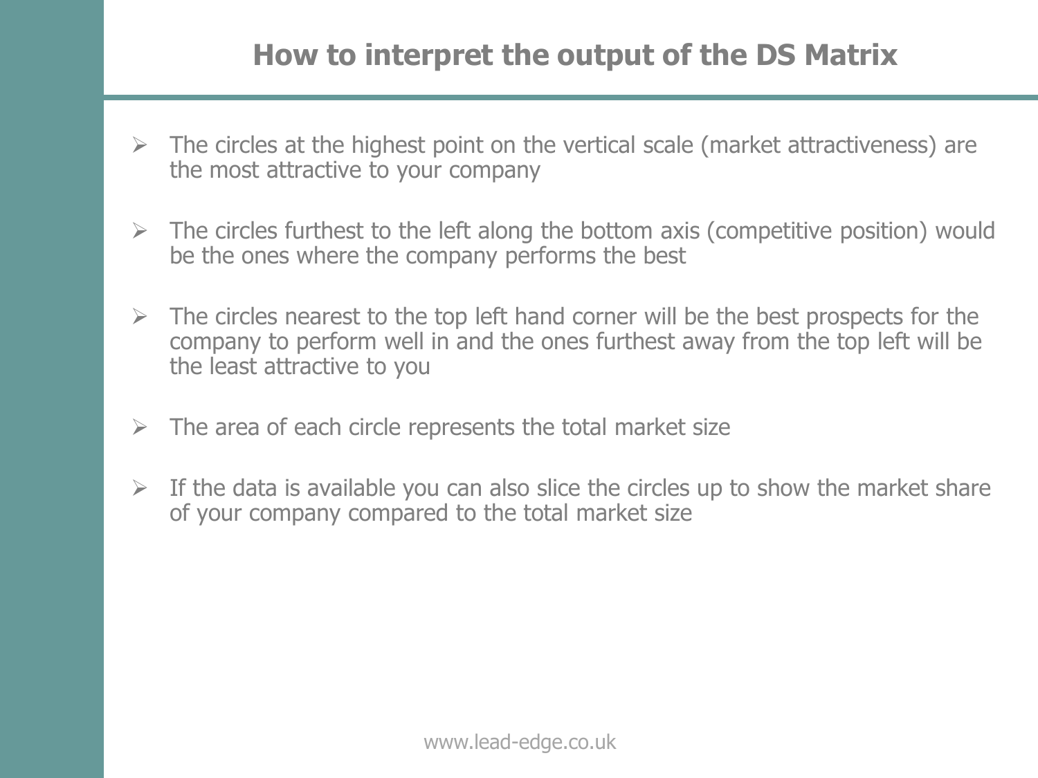# How to interpret the output of the DS Matrix

- The circles at the highest point on the vertical scale (market attractiveness) are the most attractive to your company
- The circles furthest to the left along the bottom axis (competitive position) would be the ones where the company performs the best
- The circles nearest to the top left hand corner will be the best prospects for the company to perform well in and the ones furthest away from the top left will be the least attractive to you
- The area of each circle represents the total market size
- If the data is available you can also slice the circles up to show the market share of your company compared to the total market size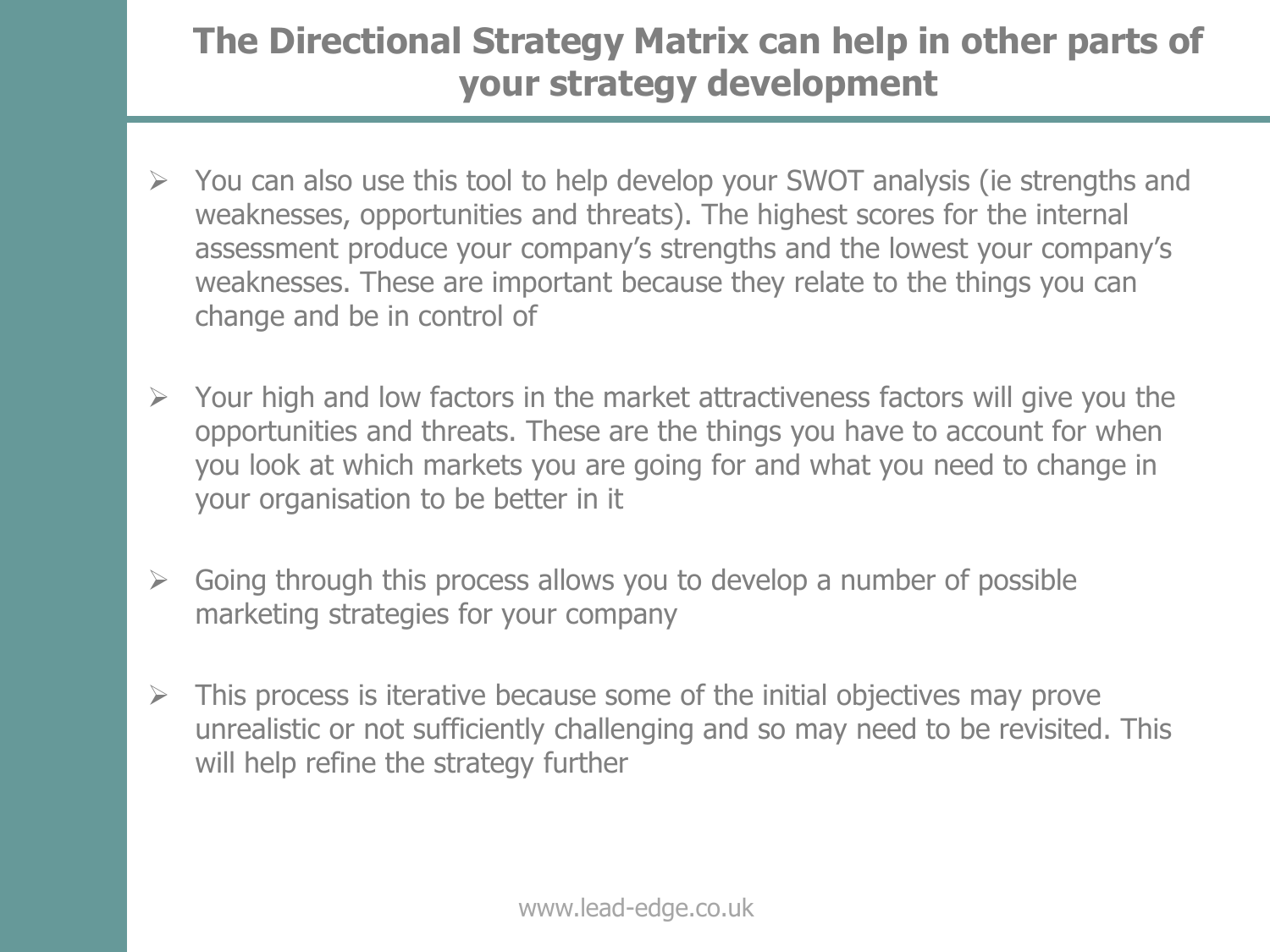# The Directional Strategy Matrix can help in other parts of your strategy development

- You can also use this tool to help develop your SWOT analysis (ie strengths and weaknesses, opportunities and threats). The highest scores for the internal assessment produce your company's strengths and the lowest your company's weaknesses. These are important because they relate to the things you can change and be in control of

- Your high and low factors in the market attractiveness factors will give you the opportunities and threats. These are the things you have to account for when you look at which markets you are going for and what you need to change in your organisation to be better in it

- Going through this process allows you to develop a number of possible marketing strategies for your company

- This process is iterative because some of the initial objectives may prove unrealistic or not sufficiently challenging and so may need to be revisited. This will help refine the strategy further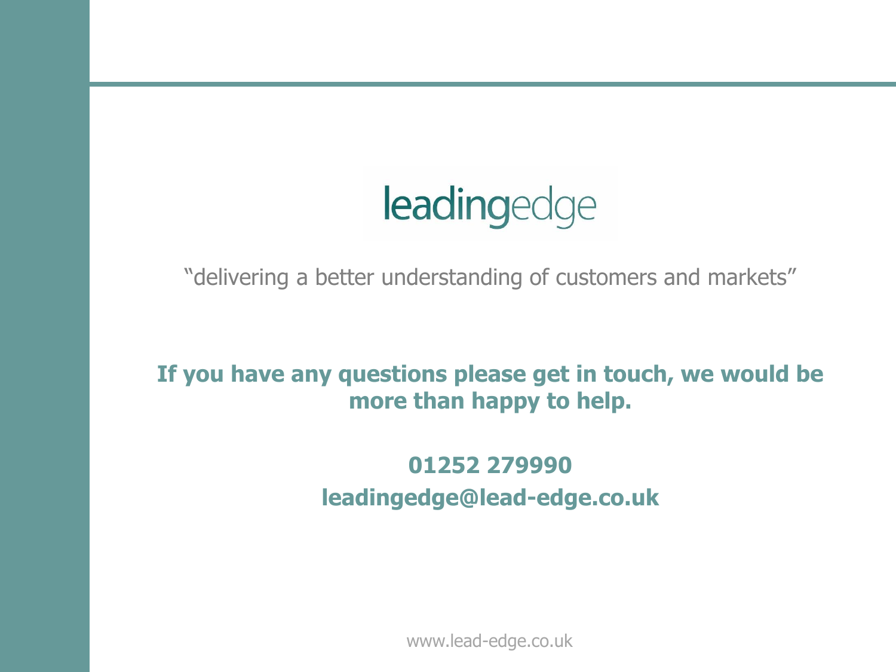leadingedge

"delivering a better understanding of customers and markets"

**If you have any questions please get in touch, we would be more than happy to help.**

**01252 279990**

**leadingedge@lead-edge.co.uk**

www.lead-edge.co.uk